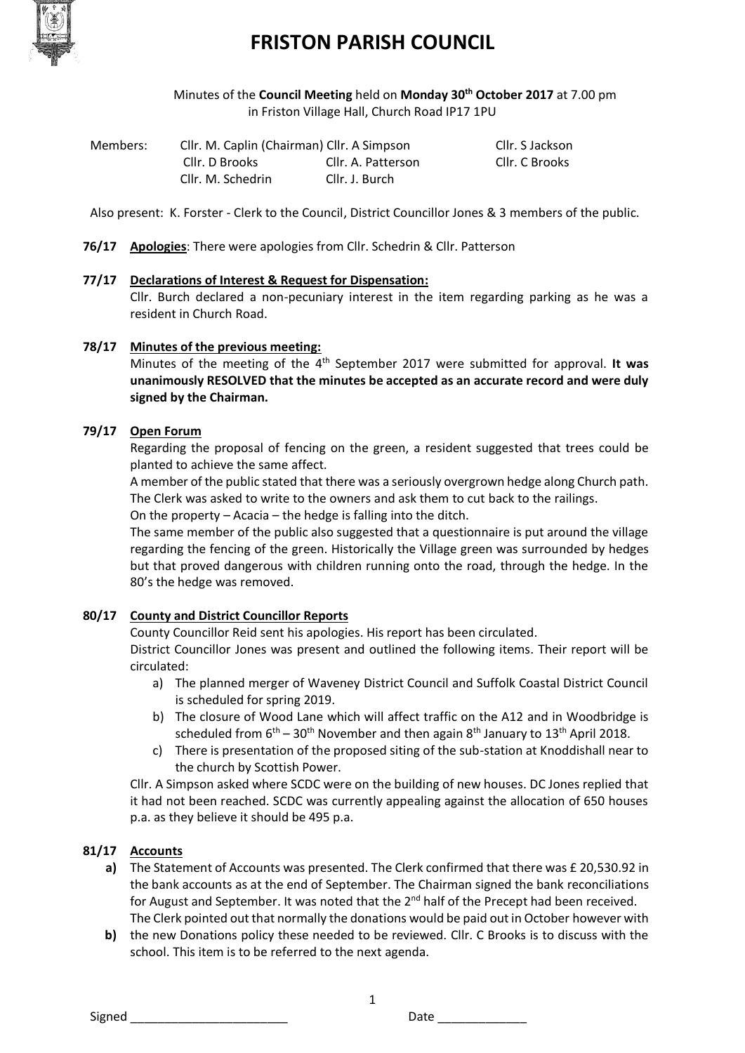# FRISTON PARISH COUNCIL

Minutes of the **Council Meeting** held on **Monday 30th October 2017** at 7.00 pm in Friston Village Hall, Church Road IP17 1PU

| Members: | Cllr. M. Caplin (Chairman) | Cllr. A Simpson | Cllr. S Jackson |
|---|---|---|---|
| | Cllr. D Brooks | Cllr. A. Patterson | Cllr. C Brooks |
| | Cllr. M. Schedrin | Cllr. J. Burch | |

Also present: K. Forster - Clerk to the Council, District Councillor Jones & 3 members of the public.

**76/17 Apologies**: There were apologies from Cllr. Schedrin & Cllr. Patterson

**77/17 Declarations of Interest & Request for Dispensation:**

Cllr. Burch declared a non-pecuniary interest in the item regarding parking as he was a resident in Church Road.

**78/17 Minutes of the previous meeting:**

Minutes of the meeting of the 4th September 2017 were submitted for approval. **It was unanimously RESOLVED that the minutes be accepted as an accurate record and were duly signed by the Chairman.**

**79/17 Open Forum**

Regarding the proposal of fencing on the green, a resident suggested that trees could be planted to achieve the same affect.

A member of the public stated that there was a seriously overgrown hedge along Church path. The Clerk was asked to write to the owners and ask them to cut back to the railings.

On the property – Acacia – the hedge is falling into the ditch.

The same member of the public also suggested that a questionnaire is put around the village regarding the fencing of the green. Historically the Village green was surrounded by hedges but that proved dangerous with children running onto the road, through the hedge. In the 80's the hedge was removed.

**80/17 County and District Councillor Reports**

County Councillor Reid sent his apologies. His report has been circulated.

District Councillor Jones was present and outlined the following items. Their report will be circulated:

a) The planned merger of Waveney District Council and Suffolk Coastal District Council is scheduled for spring 2019.
b) The closure of Wood Lane which will affect traffic on the A12 and in Woodbridge is scheduled from 6th – 30th November and then again 8th January to 13th April 2018.
c) There is presentation of the proposed siting of the sub-station at Knoddishall near to the church by Scottish Power.

Cllr. A Simpson asked where SCDC were on the building of new houses. DC Jones replied that it had not been reached. SCDC was currently appealing against the allocation of 650 houses p.a. as they believe it should be 495 p.a.

**81/17 Accounts**

**a)** The Statement of Accounts was presented. The Clerk confirmed that there was £ 20,530.92 in the bank accounts as at the end of September. The Chairman signed the bank reconciliations for August and September. It was noted that the 2nd half of the Precept had been received.

**b)** The Clerk pointed out that normally the donations would be paid out in October however with the new Donations policy these needed to be reviewed. Cllr. C Brooks is to discuss with the school. This item is to be referred to the next agenda.

Signed _______________________ Date _____________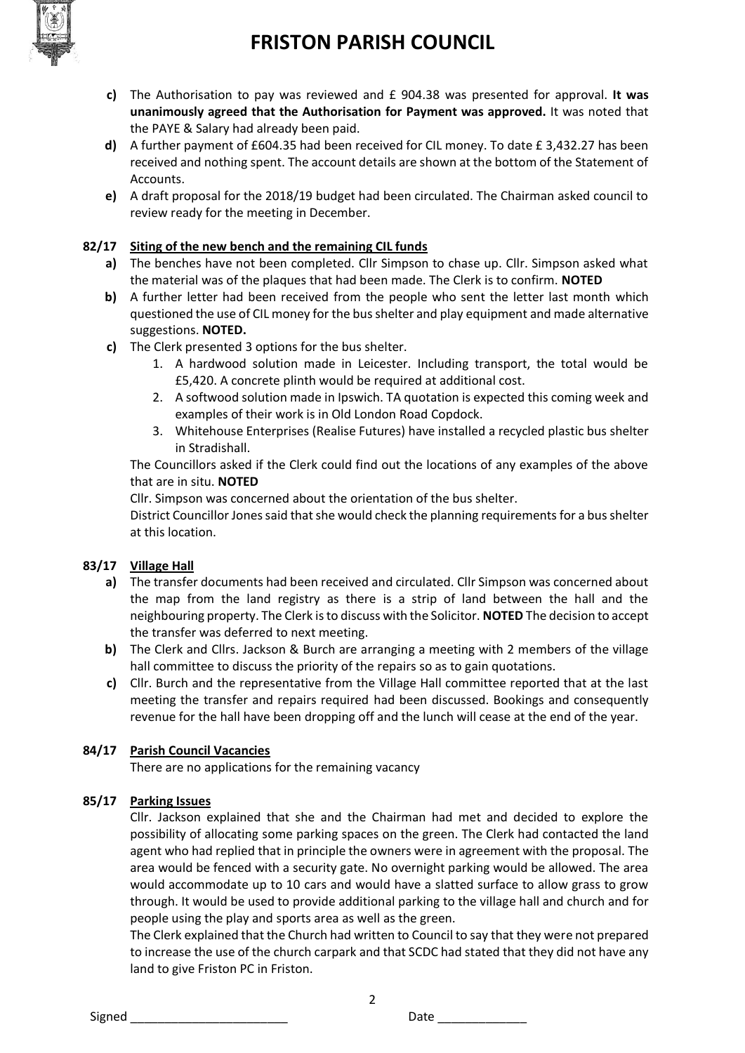- **c)** The Authorisation to pay was reviewed and £ 904.38 was presented for approval. **It was unanimously agreed that the Authorisation for Payment was approved.** It was noted that the PAYE & Salary had already been paid.
- **d)** A further payment of £604.35 had been received for CIL money. To date £ 3,432.27 has been received and nothing spent. The account details are shown at the bottom of the Statement of Accounts.
- **e)** A draft proposal for the 2018/19 budget had been circulated. The Chairman asked council to review ready for the meeting in December.

**82/17 Siting of the new bench and the remaining CIL funds**

- **a)** The benches have not been completed. Cllr Simpson to chase up. Cllr. Simpson asked what the material was of the plaques that had been made. The Clerk is to confirm. **NOTED**
- **b)** A further letter had been received from the people who sent the letter last month which questioned the use of CIL money for the bus shelter and play equipment and made alternative suggestions. **NOTED.**
- **c)** The Clerk presented 3 options for the bus shelter.
  1. A hardwood solution made in Leicester. Including transport, the total would be £5,420. A concrete plinth would be required at additional cost.
  2. A softwood solution made in Ipswich. TA quotation is expected this coming week and examples of their work is in Old London Road Copdock.
  3. Whitehouse Enterprises (Realise Futures) have installed a recycled plastic bus shelter in Stradishall.

  The Councillors asked if the Clerk could find out the locations of any examples of the above that are in situ. **NOTED**

  Cllr. Simpson was concerned about the orientation of the bus shelter.

  District Councillor Jones said that she would check the planning requirements for a bus shelter at this location.

**83/17 Village Hall**

- **a)** The transfer documents had been received and circulated. Cllr Simpson was concerned about the map from the land registry as there is a strip of land between the hall and the neighbouring property. The Clerk is to discuss with the Solicitor. **NOTED** The decision to accept the transfer was deferred to next meeting.
- **b)** The Clerk and Cllrs. Jackson & Burch are arranging a meeting with 2 members of the village hall committee to discuss the priority of the repairs so as to gain quotations.
- **c)** Cllr. Burch and the representative from the Village Hall committee reported that at the last meeting the transfer and repairs required had been discussed. Bookings and consequently revenue for the hall have been dropping off and the lunch will cease at the end of the year.

**84/17 Parish Council Vacancies**

There are no applications for the remaining vacancy

**85/17 Parking Issues**

Cllr. Jackson explained that she and the Chairman had met and decided to explore the possibility of allocating some parking spaces on the green. The Clerk had contacted the land agent who had replied that in principle the owners were in agreement with the proposal. The area would be fenced with a security gate. No overnight parking would be allowed. The area would accommodate up to 10 cars and would have a slatted surface to allow grass to grow through. It would be used to provide additional parking to the village hall and church and for people using the play and sports area as well as the green.

The Clerk explained that the Church had written to Council to say that they were not prepared to increase the use of the church carpark and that SCDC had stated that they did not have any land to give Friston PC in Friston.

Signed _______________________ Date _____________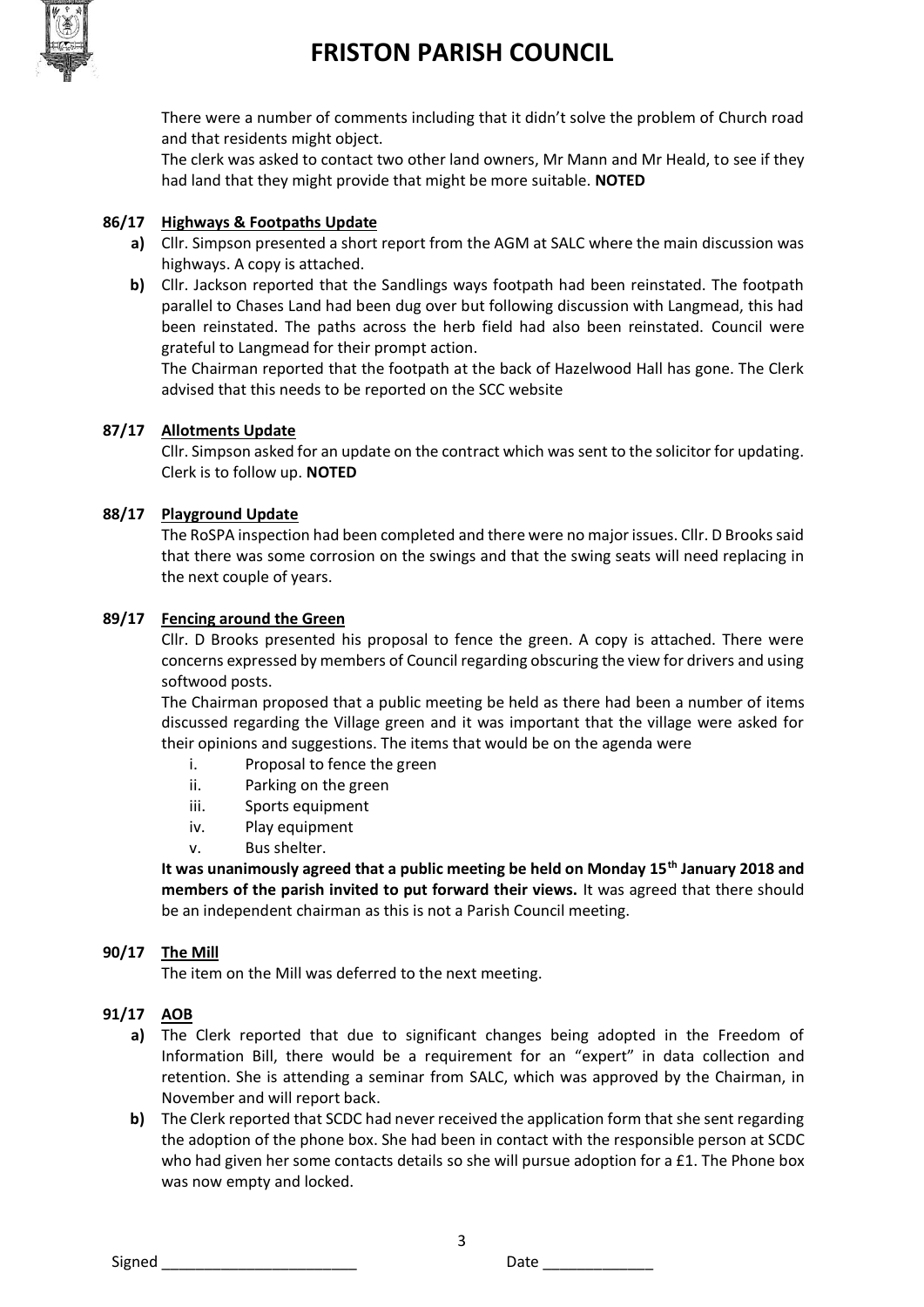There were a number of comments including that it didn't solve the problem of Church road and that residents might object.

The clerk was asked to contact two other land owners, Mr Mann and Mr Heald, to see if they had land that they might provide that might be more suitable. **NOTED**

### 86/17 Highways & Footpaths Update

**a)** Cllr. Simpson presented a short report from the AGM at SALC where the main discussion was highways. A copy is attached.

**b)** Cllr. Jackson reported that the Sandlings ways footpath had been reinstated. The footpath parallel to Chases Land had been dug over but following discussion with Langmead, this had been reinstated. The paths across the herb field had also been reinstated. Council were grateful to Langmead for their prompt action.

The Chairman reported that the footpath at the back of Hazelwood Hall has gone. The Clerk advised that this needs to be reported on the SCC website

### 87/17 Allotments Update

Cllr. Simpson asked for an update on the contract which was sent to the solicitor for updating. Clerk is to follow up. **NOTED**

### 88/17 Playground Update

The RoSPA inspection had been completed and there were no major issues. Cllr. D Brooks said that there was some corrosion on the swings and that the swing seats will need replacing in the next couple of years.

### 89/17 Fencing around the Green

Cllr. D Brooks presented his proposal to fence the green. A copy is attached. There were concerns expressed by members of Council regarding obscuring the view for drivers and using softwood posts.

The Chairman proposed that a public meeting be held as there had been a number of items discussed regarding the Village green and it was important that the village were asked for their opinions and suggestions. The items that would be on the agenda were

- i. Proposal to fence the green
- ii. Parking on the green
- iii. Sports equipment
- iv. Play equipment
- v. Bus shelter.

**It was unanimously agreed that a public meeting be held on Monday 15th January 2018 and members of the parish invited to put forward their views.** It was agreed that there should be an independent chairman as this is not a Parish Council meeting.

### 90/17 The Mill

The item on the Mill was deferred to the next meeting.

### 91/17 AOB

**a)** The Clerk reported that due to significant changes being adopted in the Freedom of Information Bill, there would be a requirement for an "expert" in data collection and retention. She is attending a seminar from SALC, which was approved by the Chairman, in November and will report back.

**b)** The Clerk reported that SCDC had never received the application form that she sent regarding the adoption of the phone box. She had been in contact with the responsible person at SCDC who had given her some contacts details so she will pursue adoption for a £1. The Phone box was now empty and locked.

Signed \_\_\_\_\_\_\_\_\_\_\_\_\_\_\_\_\_\_\_\_\_\_ Date \_\_\_\_\_\_\_\_\_\_\_\_\_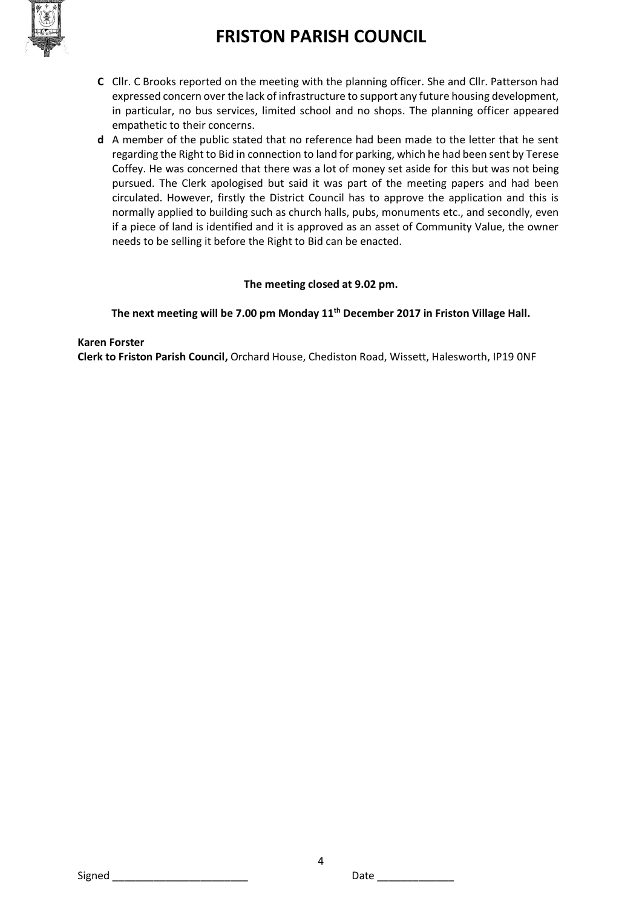**C** Cllr. C Brooks reported on the meeting with the planning officer. She and Cllr. Patterson had expressed concern over the lack of infrastructure to support any future housing development, in particular, no bus services, limited school and no shops. The planning officer appeared empathetic to their concerns.

**d** A member of the public stated that no reference had been made to the letter that he sent regarding the Right to Bid in connection to land for parking, which he had been sent by Terese Coffey. He was concerned that there was a lot of money set aside for this but was not being pursued. The Clerk apologised but said it was part of the meeting papers and had been circulated. However, firstly the District Council has to approve the application and this is normally applied to building such as church halls, pubs, monuments etc., and secondly, even if a piece of land is identified and it is approved as an asset of Community Value, the owner needs to be selling it before the Right to Bid can be enacted.

**The meeting closed at 9.02 pm.**

**The next meeting will be 7.00 pm Monday 11th December 2017 in Friston Village Hall.**

**Karen Forster**
**Clerk to Friston Parish Council,** Orchard House, Chediston Road, Wissett, Halesworth, IP19 0NF

Signed ______________________ Date ____________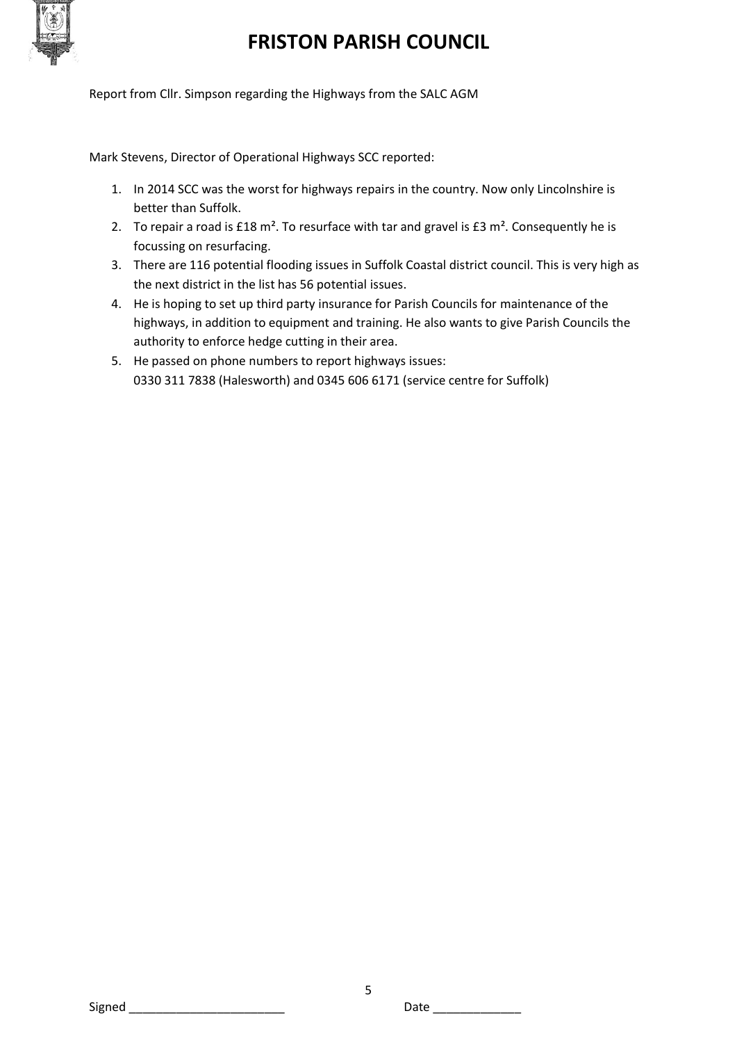# FRISTON PARISH COUNCIL

Report from Cllr. Simpson regarding the Highways from the SALC AGM

Mark Stevens, Director of Operational Highways SCC reported:

1. In 2014 SCC was the worst for highways repairs in the country. Now only Lincolnshire is better than Suffolk.
2. To repair a road is £18 $m^2$. To resurface with tar and gravel is £3 $m^2$. Consequently he is focussing on resurfacing.
3. There are 116 potential flooding issues in Suffolk Coastal district council. This is very high as the next district in the list has 56 potential issues.
4. He is hoping to set up third party insurance for Parish Councils for maintenance of the highways, in addition to equipment and training. He also wants to give Parish Councils the authority to enforce hedge cutting in their area.
5. He passed on phone numbers to report highways issues:
   0330 311 7838 (Halesworth) and 0345 606 6171 (service centre for Suffolk)

Signed ______________________ Date ____________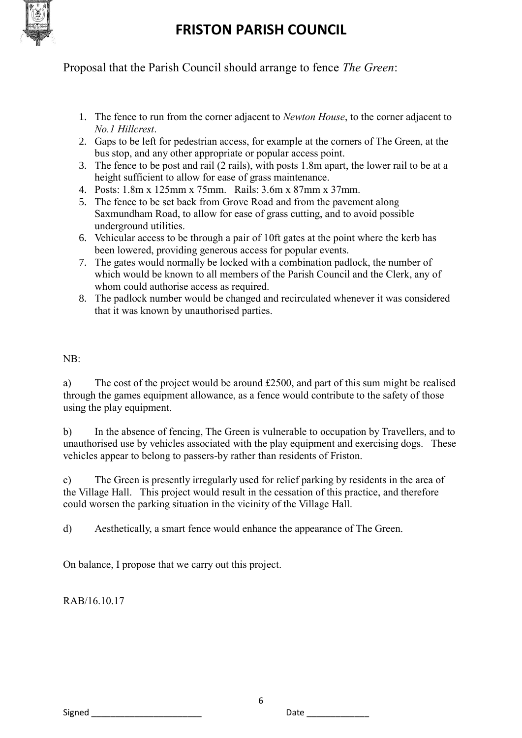# FRISTON PARISH COUNCIL

Proposal that the Parish Council should arrange to fence *The Green*:

1. The fence to run from the corner adjacent to *Newton House*, to the corner adjacent to *No.1 Hillcrest*.
2. Gaps to be left for pedestrian access, for example at the corners of The Green, at the bus stop, and any other appropriate or popular access point.
3. The fence to be post and rail (2 rails), with posts 1.8m apart, the lower rail to be at a height sufficient to allow for ease of grass maintenance.
4. Posts: 1.8m x 125mm x 75mm. Rails: 3.6m x 87mm x 37mm.
5. The fence to be set back from Grove Road and from the pavement along Saxmundham Road, to allow for ease of grass cutting, and to avoid possible underground utilities.
6. Vehicular access to be through a pair of 10ft gates at the point where the kerb has been lowered, providing generous access for popular events.
7. The gates would normally be locked with a combination padlock, the number of which would be known to all members of the Parish Council and the Clerk, any of whom could authorise access as required.
8. The padlock number would be changed and recirculated whenever it was considered that it was known by unauthorised parties.

NB:

a) The cost of the project would be around £2500, and part of this sum might be realised through the games equipment allowance, as a fence would contribute to the safety of those using the play equipment.

b) In the absence of fencing, The Green is vulnerable to occupation by Travellers, and to unauthorised use by vehicles associated with the play equipment and exercising dogs. These vehicles appear to belong to passers-by rather than residents of Friston.

c) The Green is presently irregularly used for relief parking by residents in the area of the Village Hall. This project would result in the cessation of this practice, and therefore could worsen the parking situation in the vicinity of the Village Hall.

d) Aesthetically, a smart fence would enhance the appearance of The Green.

On balance, I propose that we carry out this project.

RAB/16.10.17

Signed ______________________ Date ____________